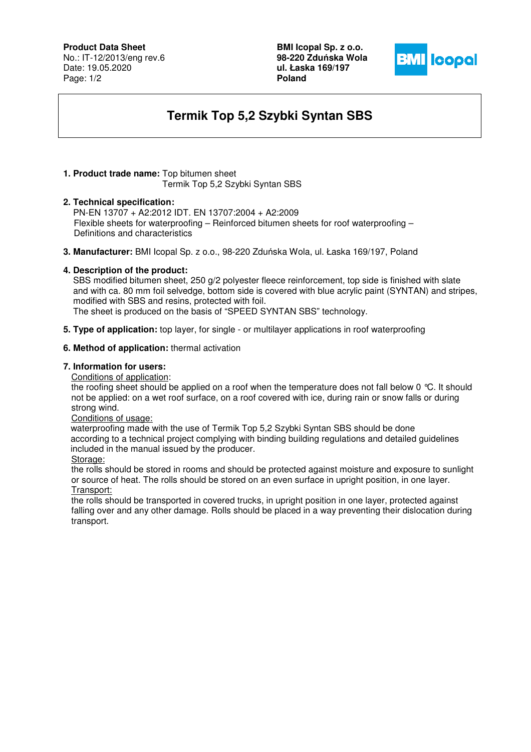**Product Data Sheet**
No.: IT-12/2013/eng rev.6
Date: 19.05.2020

**BMI Icopal Sp. z o.o.**
**98-220 Zduńska Wola**
**ul. Łaska 169/197**
**Poland**

# Termik Top 5,2 Szybki Syntan SBS

**1. Product trade name:** Top bitumen sheet
Termik Top 5,2 Szybki Syntan SBS

**2. Technical specification:**
PN-EN 13707 + A2:2012 IDT. EN 13707:2004 + A2:2009
Flexible sheets for waterproofing – Reinforced bitumen sheets for roof waterproofing – Definitions and characteristics

**3. Manufacturer:** BMI Icopal Sp. z o.o., 98-220 Zduńska Wola, ul. Łaska 169/197, Poland

**4. Description of the product:**
SBS modified bitumen sheet, 250 g/2 polyester fleece reinforcement, top side is finished with slate and with ca. 80 mm foil selvedge, bottom side is covered with blue acrylic paint (SYNTAN) and stripes, modified with SBS and resins, protected with foil.
The sheet is produced on the basis of "SPEED SYNTAN SBS" technology.

**5. Type of application:** top layer, for single - or multilayer applications in roof waterproofing

**6. Method of application:** thermal activation

**7. Information for users:**

Conditions of application:
the roofing sheet should be applied on a roof when the temperature does not fall below 0 ℃. It should not be applied: on a wet roof surface, on a roof covered with ice, during rain or snow falls or during strong wind.

Conditions of usage:
waterproofing made with the use of Termik Top 5,2 Szybki Syntan SBS should be done according to a technical project complying with binding building regulations and detailed guidelines included in the manual issued by the producer.

Storage:
the rolls should be stored in rooms and should be protected against moisture and exposure to sunlight or source of heat. The rolls should be stored on an even surface in upright position, in one layer.

Transport:
the rolls should be transported in covered trucks, in upright position in one layer, protected against falling over and any other damage. Rolls should be placed in a way preventing their dislocation during transport.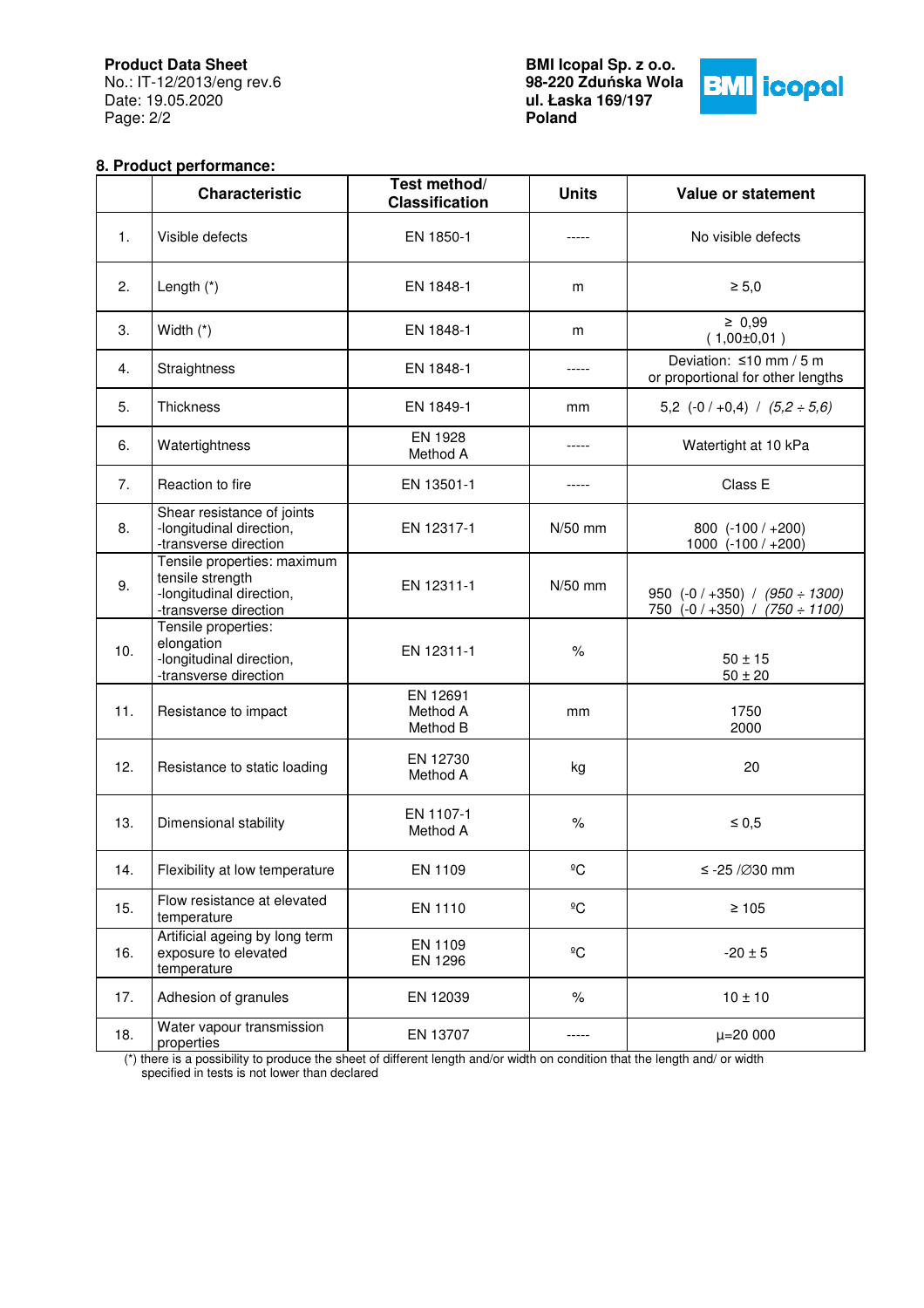**Product Data Sheet**
No.: IT-12/2013/eng rev.6
Date: 19.05.2020

**BMI Icopal Sp. z o.o.**
**98-220 Zduńska Wola**
**ul. Łaska 169/197**
**Poland**

## 8. Product performance:

| | Characteristic | Test method/ Classification | Units | Value or statement |
|---|---|---|---|---|
| 1. | Visible defects | EN 1850-1 | ----- | No visible defects |
| 2. | Length (*) | EN 1848-1 | m | ≥ 5,0 |
| 3. | Width (*) | EN 1848-1 | m | ≥ 0,99 ( 1,00±0,01 ) |
| 4. | Straightness | EN 1848-1 | ----- | Deviation: ≤10 mm / 5 m or proportional for other lengths |
| 5. | Thickness | EN 1849-1 | mm | 5,2 (-0 / +0,4) / *(5,2 ÷ 5,6)* |
| 6. | Watertightness | EN 1928 Method A | ----- | Watertight at 10 kPa |
| 7. | Reaction to fire | EN 13501-1 | ----- | Class E |
| 8. | Shear resistance of joints -longitudinal direction, -transverse direction | EN 12317-1 | N/50 mm | 800 (-100 / +200) 1000 (-100 / +200) |
| 9. | Tensile properties: maximum tensile strength -longitudinal direction, -transverse direction | EN 12311-1 | N/50 mm | 950 (-0 / +350) / *(950 ÷ 1300)* 750 (-0 / +350) / *(750 ÷ 1100)* |
| 10. | Tensile properties: elongation -longitudinal direction, -transverse direction | EN 12311-1 | % | 50 ± 15 50 ± 20 |
| 11. | Resistance to impact | EN 12691 Method A Method B | mm | 1750 2000 |
| 12. | Resistance to static loading | EN 12730 Method A | kg | 20 |
| 13. | Dimensional stability | EN 1107-1 Method A | % | ≤ 0,5 |
| 14. | Flexibility at low temperature | EN 1109 | ºC | ≤ -25 /∅30 mm |
| 15. | Flow resistance at elevated temperature | EN 1110 | ºC | ≥ 105 |
| 16. | Artificial ageing by long term exposure to elevated temperature | EN 1109 EN 1296 | ºC | -20 ± 5 |
| 17. | Adhesion of granules | EN 12039 | % | 10 ± 10 |
| 18. | Water vapour transmission properties | EN 13707 | ----- | μ=20 000 |

(*) there is a possibility to produce the sheet of different length and/or width on condition that the length and/ or width specified in tests is not lower than declared